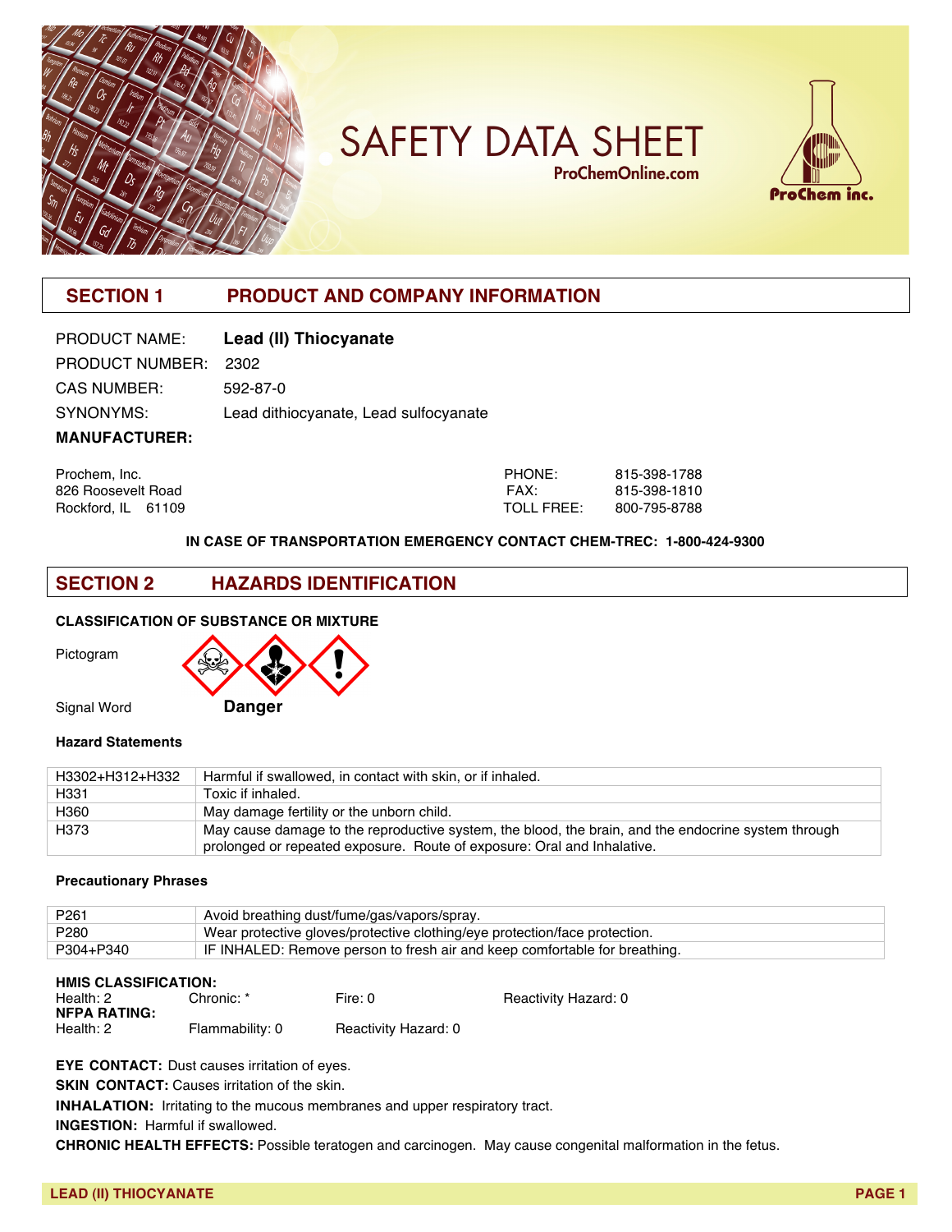# SAFETY DATA SHEET

ProChemOnline.com

ProChem inc.

## SECTION 1 PRODUCT AND COMPANY INFORMATION

PRODUCT NAME: **Lead (II) Thiocyanate**

PRODUCT NUMBER: 2302

CAS NUMBER: 592-87-0

SYNONYMS: Lead dithiocyanate, Lead sulfocyanate

**MANUFACTURER:**

Prochem, Inc.
826 Roosevelt Road
Rockford, IL 61109

PHONE: 815-398-1788
FAX: 815-398-1810
TOLL FREE: 800-795-8788

**IN CASE OF TRANSPORTATION EMERGENCY CONTACT CHEM-TREC: 1-800-424-9300**

## SECTION 2 HAZARDS IDENTIFICATION

**CLASSIFICATION OF SUBSTANCE OR MIXTURE**

Pictogram

Signal Word **Danger**

**Hazard Statements**

| | |
|---|---|
| H3302+H312+H332 | Harmful if swallowed, in contact with skin, or if inhaled. |
| H331 | Toxic if inhaled. |
| H360 | May damage fertility or the unborn child. |
| H373 | May cause damage to the reproductive system, the blood, the brain, and the endocrine system through prolonged or repeated exposure. Route of exposure: Oral and Inhalative. |

**Precautionary Phrases**

| | |
|---|---|
| P261 | Avoid breathing dust/fume/gas/vapors/spray. |
| P280 | Wear protective gloves/protective clothing/eye protection/face protection. |
| P304+P340 | IF INHALED: Remove person to fresh air and keep comfortable for breathing. |

**HMIS CLASSIFICATION:**
Health: 2 Chronic: * Fire: 0 Reactivity Hazard: 0

**NFPA RATING:**
Health: 2 Flammability: 0 Reactivity Hazard: 0

**EYE CONTACT:** Dust causes irritation of eyes.

**SKIN CONTACT:** Causes irritation of the skin.

**INHALATION:** Irritating to the mucous membranes and upper respiratory tract.

**INGESTION:** Harmful if swallowed.

**CHRONIC HEALTH EFFECTS:** Possible teratogen and carcinogen. May cause congenital malformation in the fetus.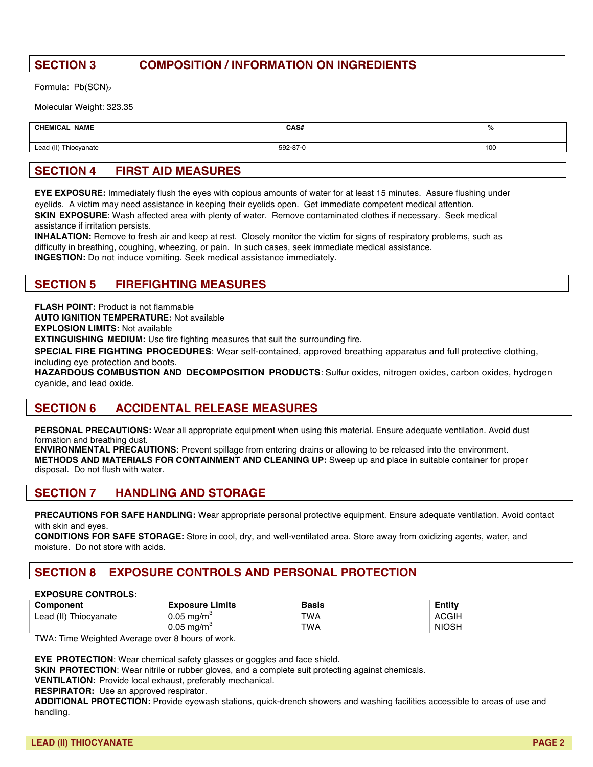## SECTION 3 COMPOSITION / INFORMATION ON INGREDIENTS

Formula: $Pb(SCN)_2$

Molecular Weight: 323.35

| CHEMICAL NAME | CAS# | % |
|---|---|---|
| Lead (II) Thiocyanate | 592-87-0 | 100 |

## SECTION 4 FIRST AID MEASURES

**EYE EXPOSURE:** Immediately flush the eyes with copious amounts of water for at least 15 minutes. Assure flushing under eyelids. A victim may need assistance in keeping their eyelids open. Get immediate competent medical attention.
**SKIN EXPOSURE**: Wash affected area with plenty of water. Remove contaminated clothes if necessary. Seek medical assistance if irritation persists.
**INHALATION:** Remove to fresh air and keep at rest. Closely monitor the victim for signs of respiratory problems, such as difficulty in breathing, coughing, wheezing, or pain. In such cases, seek immediate medical assistance.
**INGESTION:** Do not induce vomiting. Seek medical assistance immediately.

## SECTION 5 FIREFIGHTING MEASURES

**FLASH POINT:** Product is not flammable
**AUTO IGNITION TEMPERATURE:** Not available
**EXPLOSION LIMITS:** Not available
**EXTINGUISHING MEDIUM:** Use fire fighting measures that suit the surrounding fire.
**SPECIAL FIRE FIGHTING PROCEDURES**: Wear self-contained, approved breathing apparatus and full protective clothing, including eye protection and boots.
**HAZARDOUS COMBUSTION AND DECOMPOSITION PRODUCTS**: Sulfur oxides, nitrogen oxides, carbon oxides, hydrogen cyanide, and lead oxide.

## SECTION 6 ACCIDENTAL RELEASE MEASURES

**PERSONAL PRECAUTIONS:** Wear all appropriate equipment when using this material. Ensure adequate ventilation. Avoid dust formation and breathing dust.
**ENVIRONMENTAL PRECAUTIONS:** Prevent spillage from entering drains or allowing to be released into the environment.
**METHODS AND MATERIALS FOR CONTAINMENT AND CLEANING UP:** Sweep up and place in suitable container for proper disposal. Do not flush with water.

## SECTION 7 HANDLING AND STORAGE

**PRECAUTIONS FOR SAFE HANDLING:** Wear appropriate personal protective equipment. Ensure adequate ventilation. Avoid contact with skin and eyes.
**CONDITIONS FOR SAFE STORAGE:** Store in cool, dry, and well-ventilated area. Store away from oxidizing agents, water, and moisture. Do not store with acids.

## SECTION 8 EXPOSURE CONTROLS AND PERSONAL PROTECTION

**EXPOSURE CONTROLS:**

| Component | Exposure Limits | Basis | Entity |
|---|---|---|---|
| Lead (II) Thiocyanate | 0.05 $mg/m^3$ | TWA | ACGIH |
| | 0.05 $mg/m^3$ | TWA | NIOSH |

TWA: Time Weighted Average over 8 hours of work.

**EYE PROTECTION**: Wear chemical safety glasses or goggles and face shield.
**SKIN PROTECTION**: Wear nitrile or rubber gloves, and a complete suit protecting against chemicals.
**VENTILATION:** Provide local exhaust, preferably mechanical.
**RESPIRATOR:** Use an approved respirator.
**ADDITIONAL PROTECTION:** Provide eyewash stations, quick-drench showers and washing facilities accessible to areas of use and handling.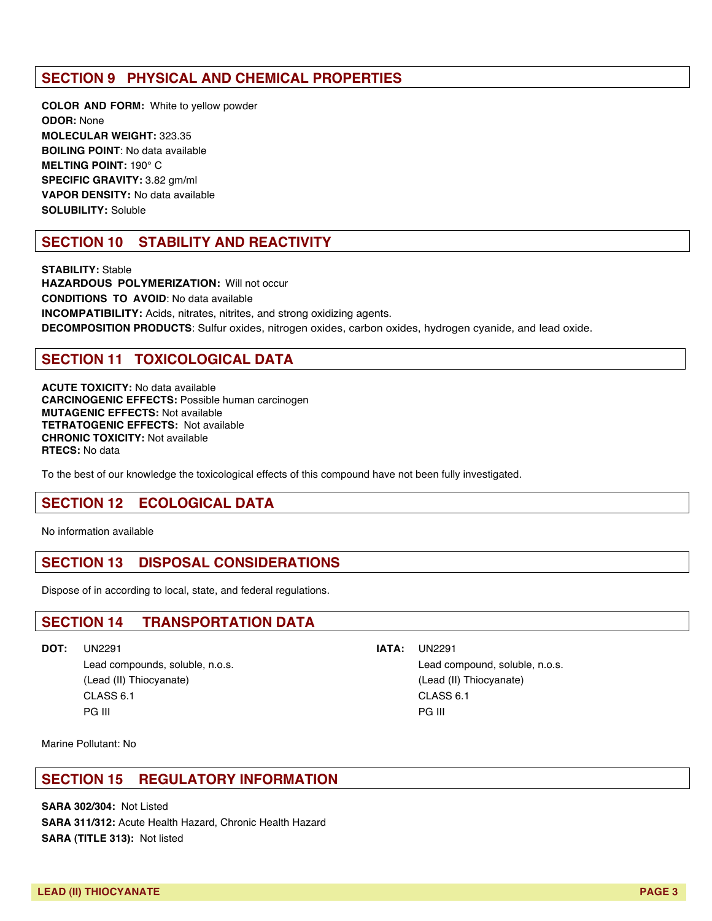## SECTION 9 PHYSICAL AND CHEMICAL PROPERTIES

**COLOR AND FORM:** White to yellow powder
**ODOR:** None
**MOLECULAR WEIGHT:** 323.35
**BOILING POINT**: No data available
**MELTING POINT:** 190° C
**SPECIFIC GRAVITY:** 3.82 gm/ml
**VAPOR DENSITY:** No data available
**SOLUBILITY:** Soluble

## SECTION 10 STABILITY AND REACTIVITY

**STABILITY:** Stable
**HAZARDOUS POLYMERIZATION:** Will not occur
**CONDITIONS TO AVOID**: No data available
**INCOMPATIBILITY:** Acids, nitrates, nitrites, and strong oxidizing agents.
**DECOMPOSITION PRODUCTS**: Sulfur oxides, nitrogen oxides, carbon oxides, hydrogen cyanide, and lead oxide.

## SECTION 11 TOXICOLOGICAL DATA

**ACUTE TOXICITY:** No data available
**CARCINOGENIC EFFECTS:** Possible human carcinogen
**MUTAGENIC EFFECTS:** Not available
**TETRATOGENIC EFFECTS:** Not available
**CHRONIC TOXICITY:** Not available
**RTECS:** No data

To the best of our knowledge the toxicological effects of this compound have not been fully investigated.

## SECTION 12 ECOLOGICAL DATA

No information available

## SECTION 13 DISPOSAL CONSIDERATIONS

Dispose of in according to local, state, and federal regulations.

## SECTION 14 TRANSPORTATION DATA

**DOT:** UN2291
Lead compounds, soluble, n.o.s.
(Lead (II) Thiocyanate)
CLASS 6.1
PG III

**IATA:** UN2291
Lead compound, soluble, n.o.s.
(Lead (II) Thiocyanate)
CLASS 6.1
PG III

Marine Pollutant: No

## SECTION 15 REGULATORY INFORMATION

**SARA 302/304:** Not Listed
**SARA 311/312:** Acute Health Hazard, Chronic Health Hazard
**SARA (TITLE 313):** Not listed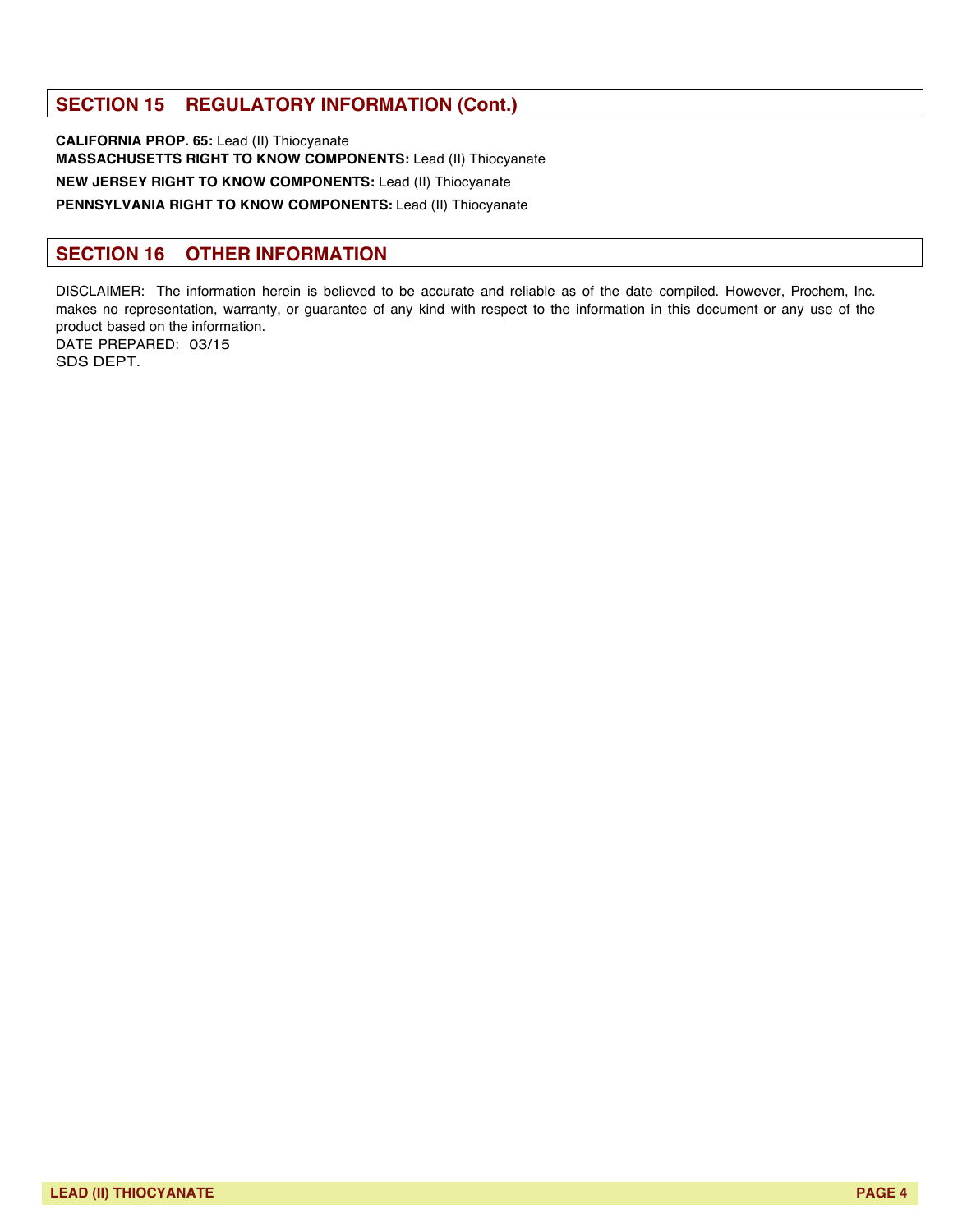## SECTION 15 REGULATORY INFORMATION (Cont.)

**CALIFORNIA PROP. 65:** Lead (II) Thiocyanate

**MASSACHUSETTS RIGHT TO KNOW COMPONENTS:** Lead (II) Thiocyanate

**NEW JERSEY RIGHT TO KNOW COMPONENTS:** Lead (II) Thiocyanate

**PENNSYLVANIA RIGHT TO KNOW COMPONENTS:** Lead (II) Thiocyanate

## SECTION 16 OTHER INFORMATION

DISCLAIMER: The information herein is believed to be accurate and reliable as of the date compiled. However, Prochem, Inc. makes no representation, warranty, or guarantee of any kind with respect to the information in this document or any use of the product based on the information.

DATE PREPARED: 03/15

SDS DEPT.